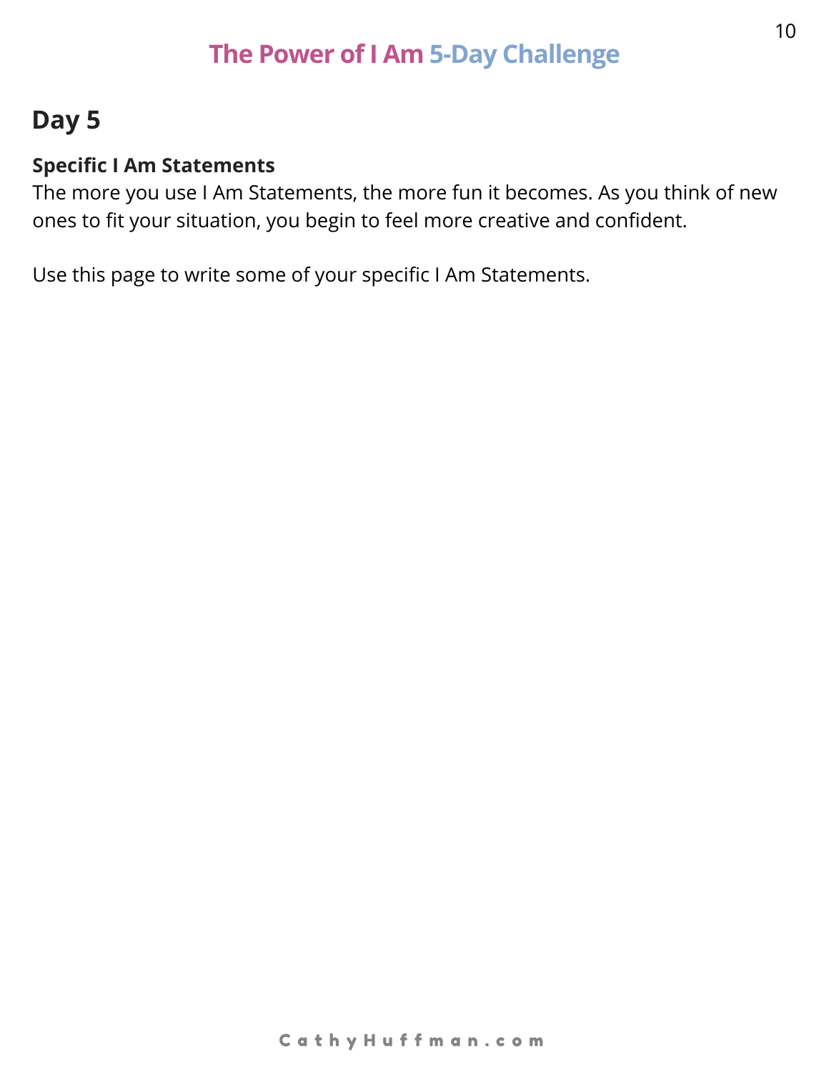## Day 5

**Specific I Am Statements**

The more you use I Am Statements, the more fun it becomes. As you think of new ones to fit your situation, you begin to feel more creative and confident.

Use this page to write some of your specific I Am Statements.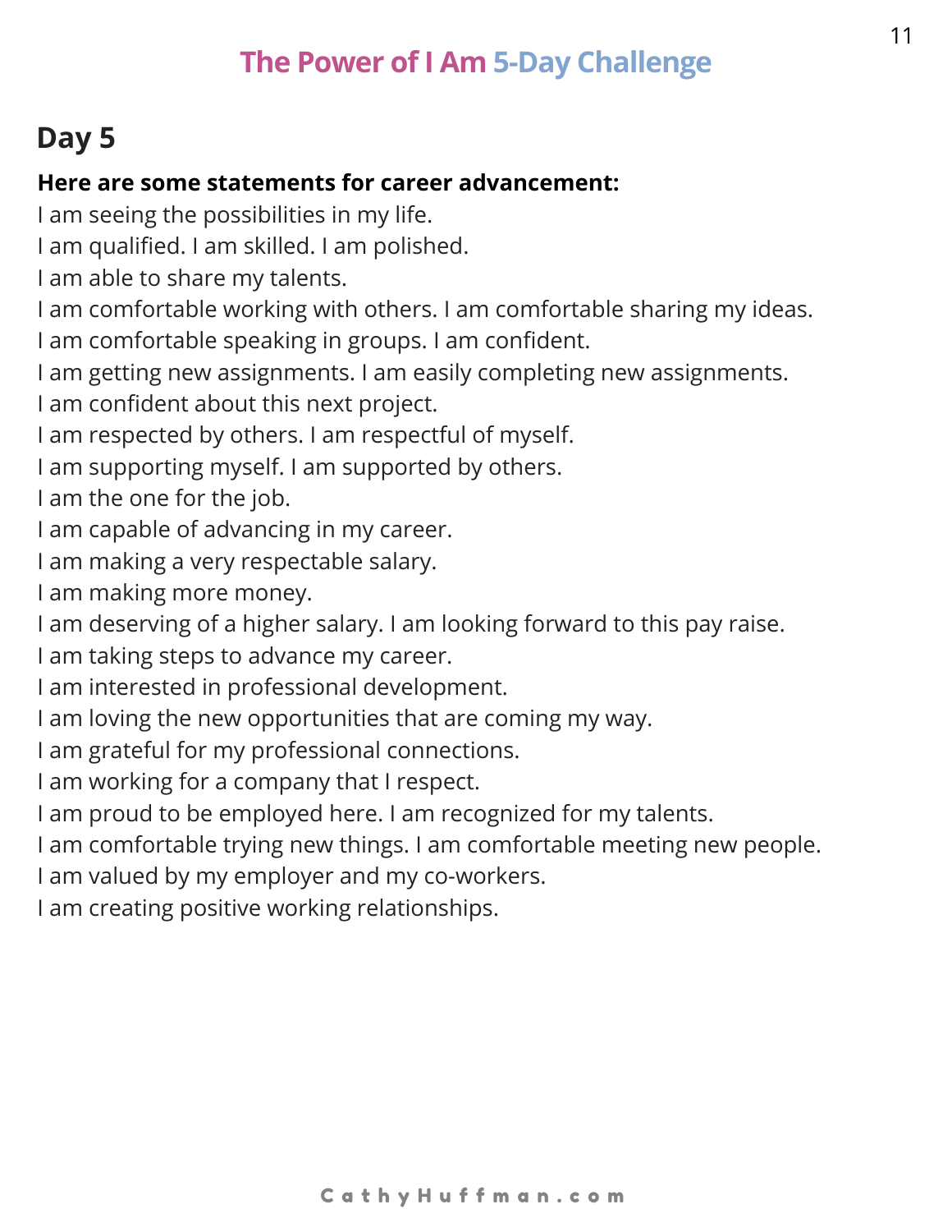## Day 5

**Here are some statements for career advancement:**

I am seeing the possibilities in my life.
I am qualified. I am skilled. I am polished.
I am able to share my talents.
I am comfortable working with others. I am comfortable sharing my ideas.
I am comfortable speaking in groups. I am confident.
I am getting new assignments. I am easily completing new assignments.
I am confident about this next project.
I am respected by others. I am respectful of myself.
I am supporting myself. I am supported by others.
I am the one for the job.
I am capable of advancing in my career.
I am making a very respectable salary.
I am making more money.
I am deserving of a higher salary. I am looking forward to this pay raise.
I am taking steps to advance my career.
I am interested in professional development.
I am loving the new opportunities that are coming my way.
I am grateful for my professional connections.
I am working for a company that I respect.
I am proud to be employed here. I am recognized for my talents.
I am comfortable trying new things. I am comfortable meeting new people.
I am valued by my employer and my co-workers.
I am creating positive working relationships.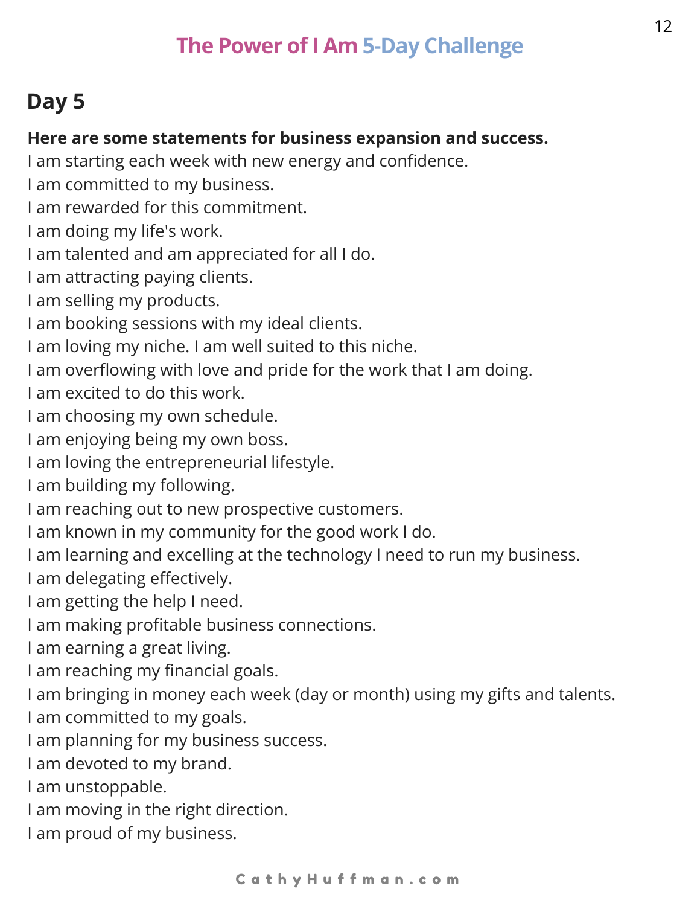## Day 5

**Here are some statements for business expansion and success.**

I am starting each week with new energy and confidence.
I am committed to my business.
I am rewarded for this commitment.
I am doing my life's work.
I am talented and am appreciated for all I do.
I am attracting paying clients.
I am selling my products.
I am booking sessions with my ideal clients.
I am loving my niche. I am well suited to this niche.
I am overflowing with love and pride for the work that I am doing.
I am excited to do this work.
I am choosing my own schedule.
I am enjoying being my own boss.
I am loving the entrepreneurial lifestyle.
I am building my following.
I am reaching out to new prospective customers.
I am known in my community for the good work I do.
I am learning and excelling at the technology I need to run my business.
I am delegating effectively.
I am getting the help I need.
I am making profitable business connections.
I am earning a great living.
I am reaching my financial goals.
I am bringing in money each week (day or month) using my gifts and talents.
I am committed to my goals.
I am planning for my business success.
I am devoted to my brand.
I am unstoppable.
I am moving in the right direction.
I am proud of my business.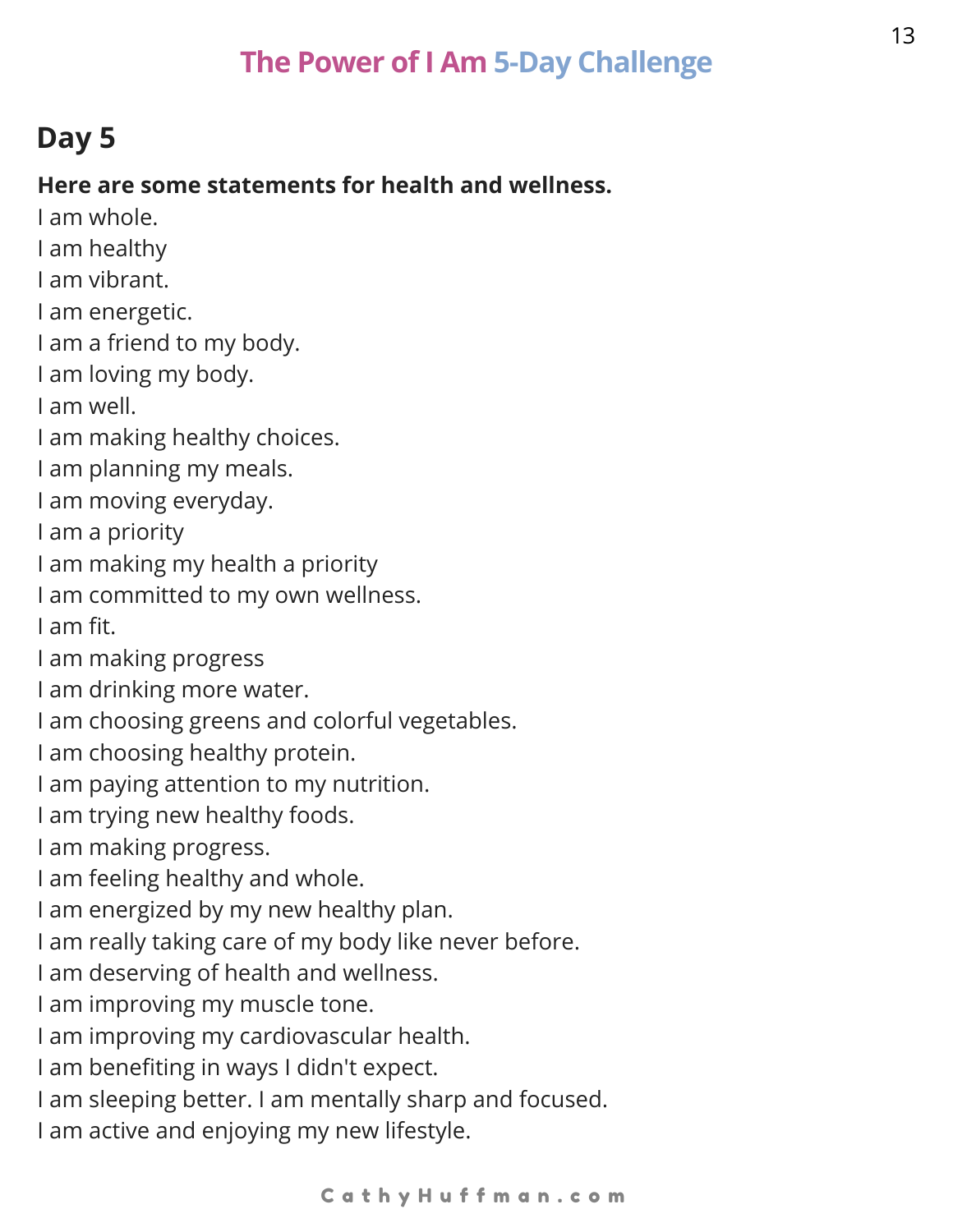## Day 5

**Here are some statements for health and wellness.**

I am whole.
I am healthy
I am vibrant.
I am energetic.
I am a friend to my body.
I am loving my body.
I am well.
I am making healthy choices.
I am planning my meals.
I am moving everyday.
I am a priority
I am making my health a priority
I am committed to my own wellness.
I am fit.
I am making progress
I am drinking more water.
I am choosing greens and colorful vegetables.
I am choosing healthy protein.
I am paying attention to my nutrition.
I am trying new healthy foods.
I am making progress.
I am feeling healthy and whole.
I am energized by my new healthy plan.
I am really taking care of my body like never before.
I am deserving of health and wellness.
I am improving my muscle tone.
I am improving my cardiovascular health.
I am benefiting in ways I didn't expect.
I am sleeping better. I am mentally sharp and focused.
I am active and enjoying my new lifestyle.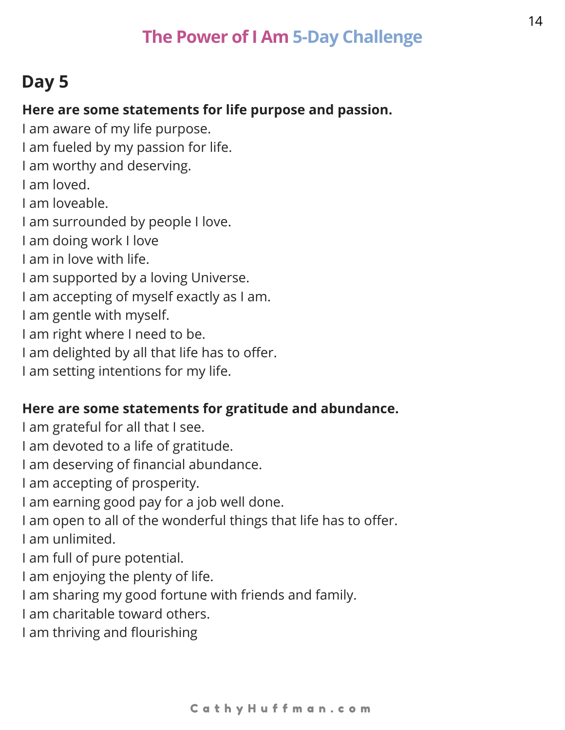## Day 5

**Here are some statements for life purpose and passion.**

I am aware of my life purpose.
I am fueled by my passion for life.
I am worthy and deserving.
I am loved.
I am loveable.
I am surrounded by people I love.
I am doing work I love
I am in love with life.
I am supported by a loving Universe.
I am accepting of myself exactly as I am.
I am gentle with myself.
I am right where I need to be.
I am delighted by all that life has to offer.
I am setting intentions for my life.

**Here are some statements for gratitude and abundance.**

I am grateful for all that I see.
I am devoted to a life of gratitude.
I am deserving of financial abundance.
I am accepting of prosperity.
I am earning good pay for a job well done.
I am open to all of the wonderful things that life has to offer.
I am unlimited.
I am full of pure potential.
I am enjoying the plenty of life.
I am sharing my good fortune with friends and family.
I am charitable toward others.
I am thriving and flourishing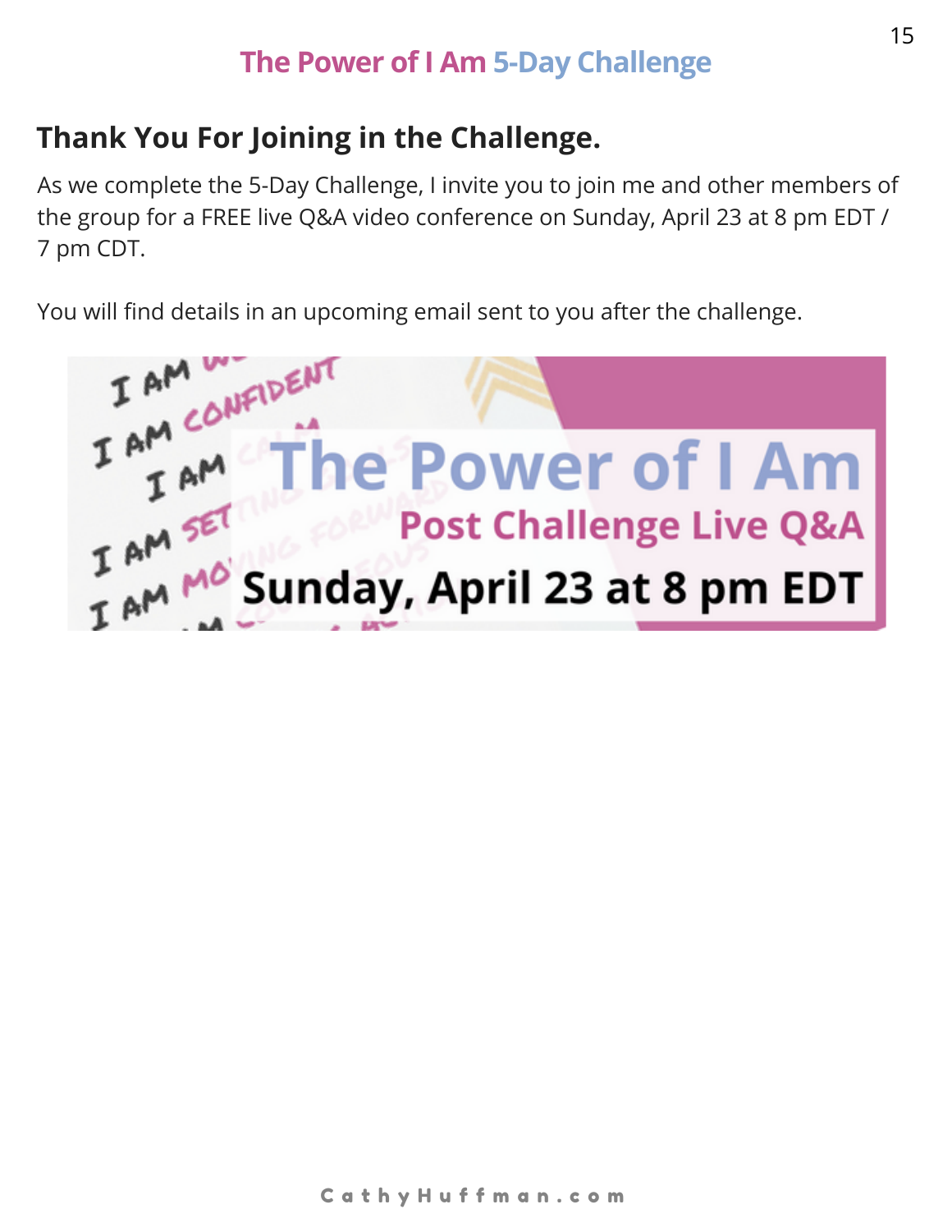## Thank You For Joining in the Challenge.

As we complete the 5-Day Challenge, I invite you to join me and other members of the group for a FREE live Q&A video conference on Sunday, April 23 at 8 pm EDT / 7 pm CDT.

You will find details in an upcoming email sent to you after the challenge.

The Power of I Am
Post Challenge Live Q&A
Sunday, April 23 at 8 pm EDT